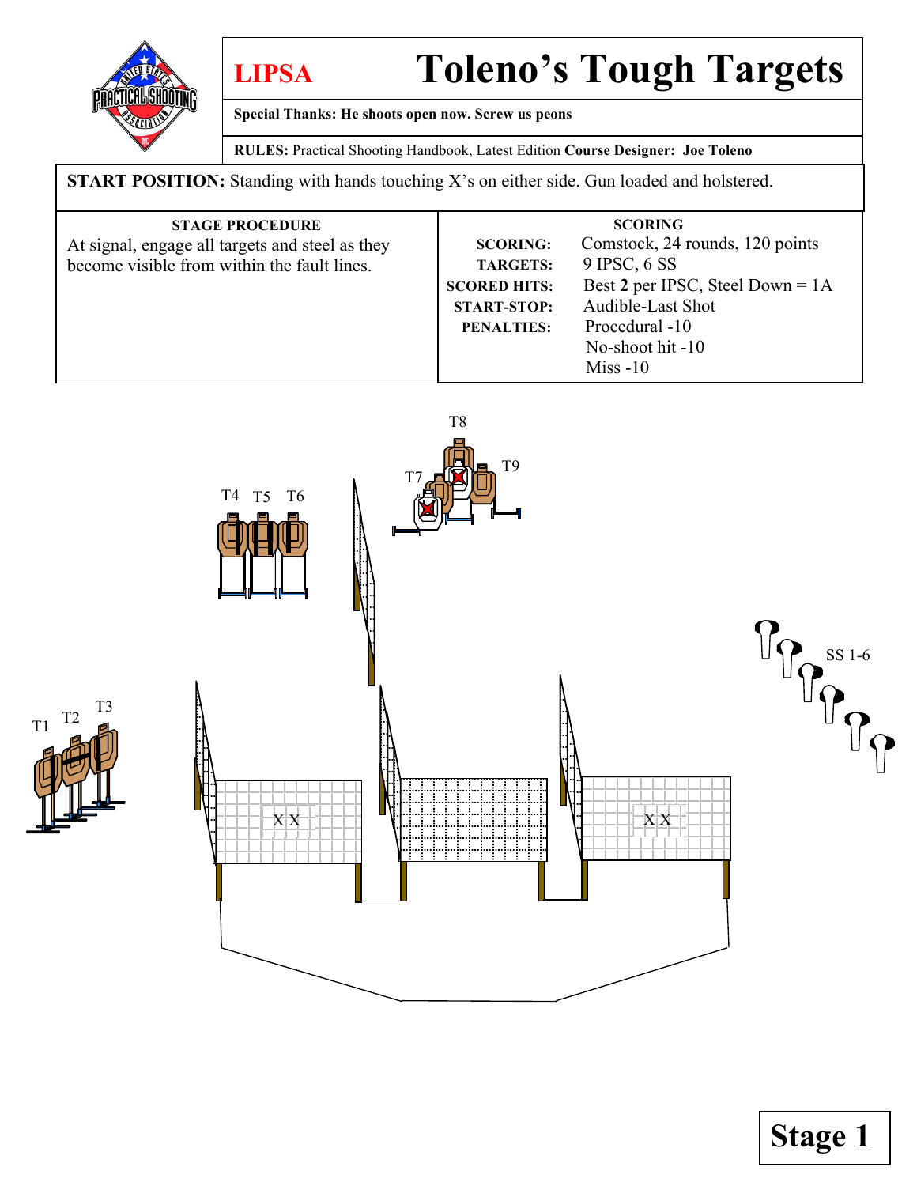LIPSA

# Toleno's Tough Targets

**Special Thanks: He shoots open now. Screw us peons**

**RULES:** Practical Shooting Handbook, Latest Edition **Course Designer: Joe Toleno**

**START POSITION:** Standing with hands touching X's on either side. Gun loaded and holstered.

| STAGE PROCEDURE | SCORING | |
|---|---|---|
| At signal, engage all targets and steel as they become visible from within the fault lines. | **SCORING:** | Comstock, 24 rounds, 120 points |
| | **TARGETS:** | 9 IPSC, 6 SS |
| | **SCORED HITS:** | Best **2** per IPSC, Steel Down = 1A |
| | **START-STOP:** | Audible-Last Shot |
| | **PENALTIES:** | Procedural -10 |
| | | No-shoot hit -10 |
| | | Miss -10 |

T8

T9

T7

T4 T5 T6

SS 1-6

T1 T2 T3

XX

XX

**Stage 1**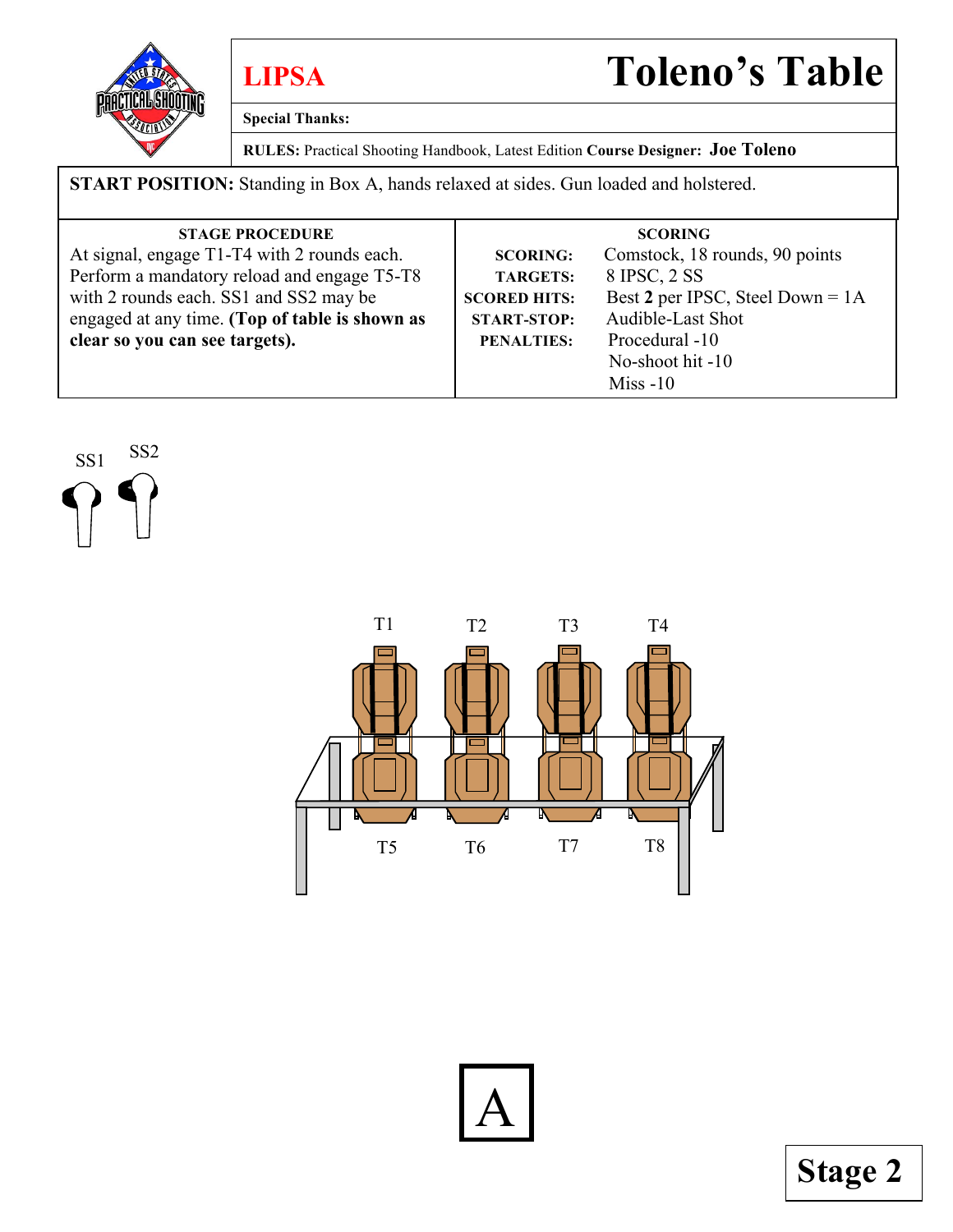**LIPSA**

# Toleno's Table

**Special Thanks:**

**RULES:** Practical Shooting Handbook, Latest Edition **Course Designer:** **Joe Toleno**

**START POSITION:** Standing in Box A, hands relaxed at sides. Gun loaded and holstered.

| STAGE PROCEDURE | SCORING | |
|---|---|---|
| At signal, engage T1-T4 with 2 rounds each. Perform a mandatory reload and engage T5-T8 with 2 rounds each. SS1 and SS2 may be engaged at any time. **(Top of table is shown as clear so you can see targets).** | **SCORING:** | Comstock, 18 rounds, 90 points |
| | **TARGETS:** | 8 IPSC, 2 SS |
| | **SCORED HITS:** | Best **2** per IPSC, Steel Down = 1A |
| | **START-STOP:** | Audible-Last Shot |
| | **PENALTIES:** | Procedural -10 |
| | | No-shoot hit -10 |
| | | Miss -10 |

SS1 SS2

T1 T2 T3 T4

T5 T6 T7 T8

A

**Stage 2**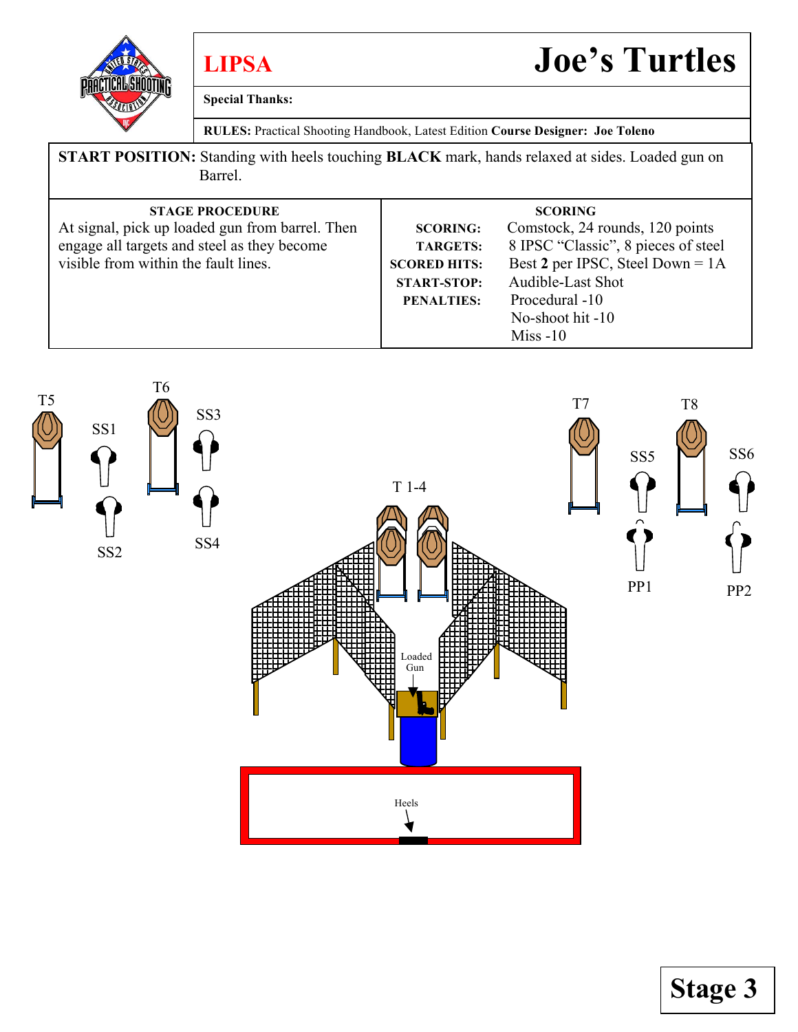**LIPSA**

# Joe's Turtles

**Special Thanks:**

**RULES:** Practical Shooting Handbook, Latest Edition **Course Designer: Joe Toleno**

**START POSITION:** Standing with heels touching **BLACK** mark, hands relaxed at sides. Loaded gun on Barrel.

| STAGE PROCEDURE | SCORING | |
|---|---|---|
| At signal, pick up loaded gun from barrel. Then engage all targets and steel as they become visible from within the fault lines. | **SCORING:** | Comstock, 24 rounds, 120 points |
| | **TARGETS:** | 8 IPSC "Classic", 8 pieces of steel |
| | **SCORED HITS:** | Best **2** per IPSC, Steel Down = 1A |
| | **START-STOP:** | Audible-Last Shot |
| | **PENALTIES:** | Procedural -10 |
| | | No-shoot hit -10 |
| | | Miss -10 |

T5 SS1 T6 SS3 SS2 SS4 T 1-4 T7 T8 SS5 SS6 PP1 PP2

Loaded Gun

Heels

**Stage 3**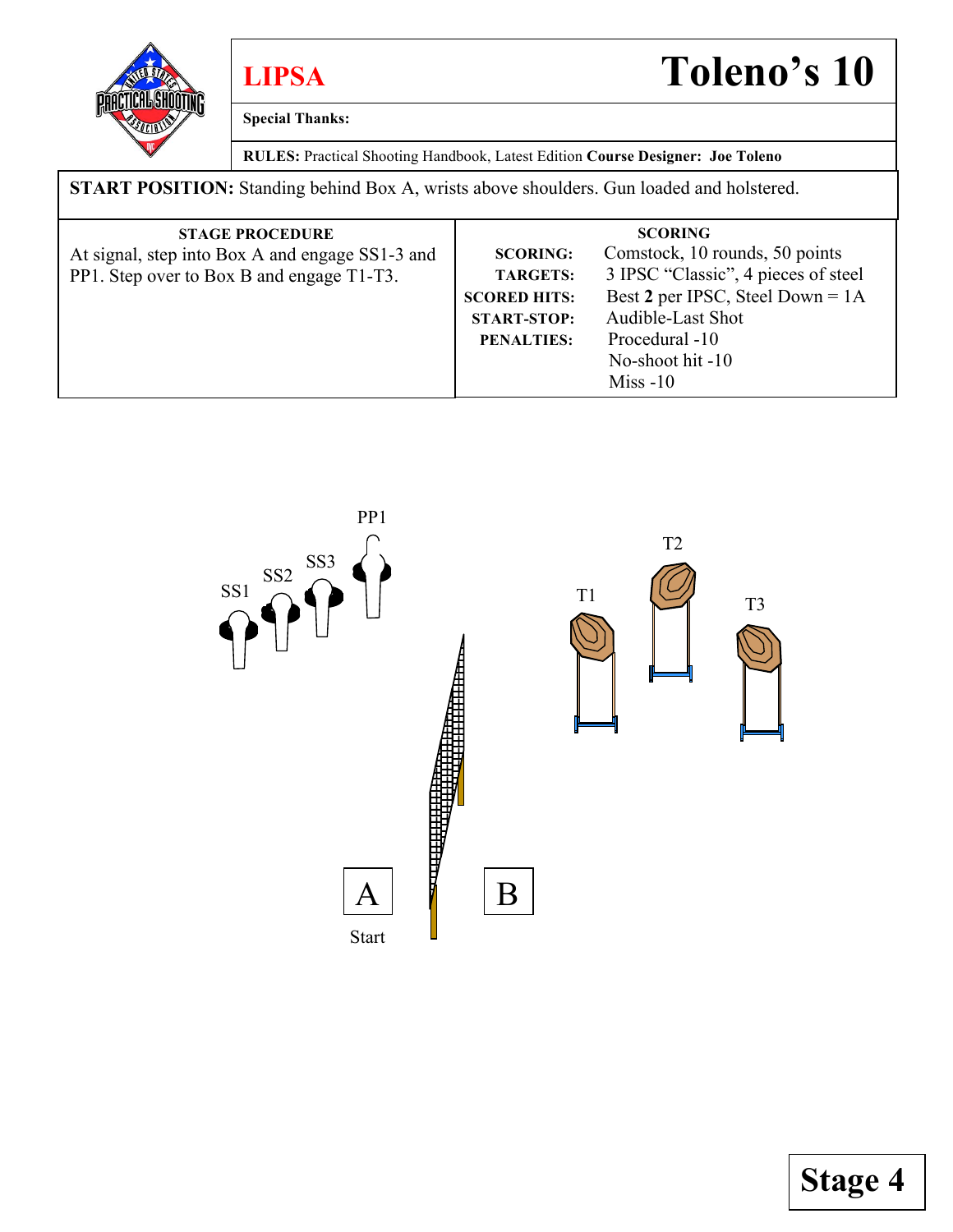# LIPSA — Toleno's 10

**Special Thanks:**

**RULES:** Practical Shooting Handbook, Latest Edition **Course Designer: Joe Toleno**

**START POSITION:** Standing behind Box A, wrists above shoulders. Gun loaded and holstered.

| STAGE PROCEDURE | SCORING | |
|---|---|---|
| At signal, step into Box A and engage SS1-3 and PP1. Step over to Box B and engage T1-T3. | **SCORING:** | Comstock, 10 rounds, 50 points |
| | **TARGETS:** | 3 IPSC "Classic", 4 pieces of steel |
| | **SCORED HITS:** | Best **2** per IPSC, Steel Down = 1A |
| | **START-STOP:** | Audible-Last Shot |
| | **PENALTIES:** | Procedural -10 |
| | | No-shoot hit -10 |
| | | Miss -10 |

PP1

SS1 SS2 SS3

T1 T2 T3

A B

Start

**Stage 4**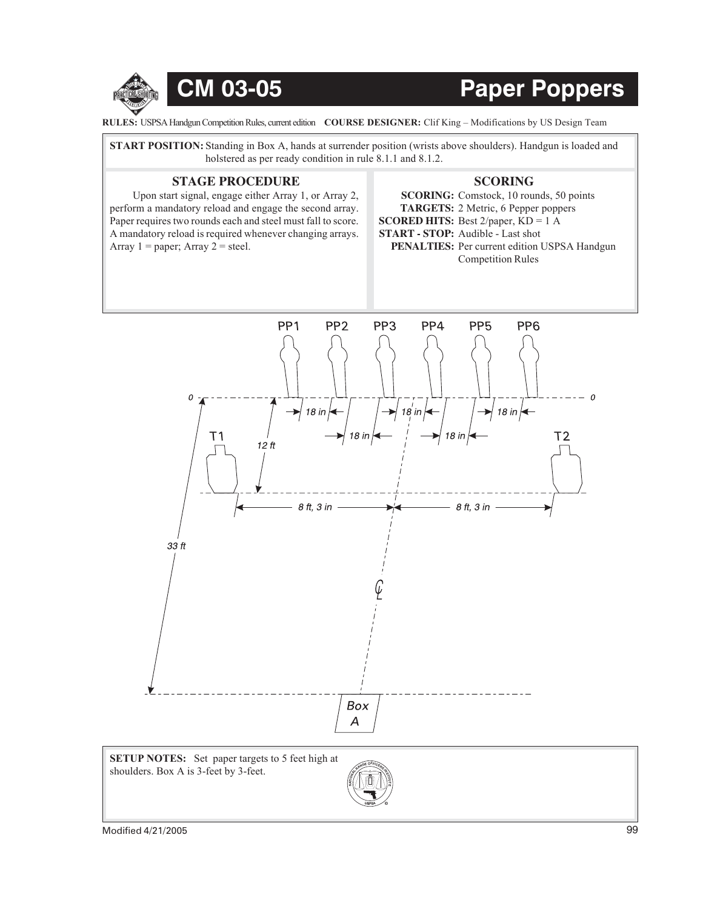# CM 03-05 Paper Poppers

**RULES:** USPSA Handgun Competition Rules, current edition **COURSE DESIGNER:** Clif King – Modifications by US Design Team

**START POSITION:** Standing in Box A, hands at surrender position (wrists above shoulders). Handgun is loaded and holstered as per ready condition in rule 8.1.1 and 8.1.2.

## STAGE PROCEDURE

Upon start signal, engage either Array 1, or Array 2, perform a mandatory reload and engage the second array. Paper requires two rounds each and steel must fall to score. A mandatory reload is required whenever changing arrays. Array 1 = paper; Array 2 = steel.

## SCORING

**SCORING:** Comstock, 10 rounds, 50 points
**TARGETS:** 2 Metric, 6 Pepper poppers
**SCORED HITS:** Best 2/paper, KD = 1 A
**START - STOP:** Audible - Last shot
**PENALTIES:** Per current edition USPSA Handgun Competition Rules

PP1 PP2 PP3 PP4 PP5 PP6

0 0

18 in 18 in 18 in

18 in 18 in

T1 T2

12 ft

8 ft, 3 in 8 ft, 3 in

33 ft

℄

Box A

**SETUP NOTES:** Set paper targets to 5 feet high at shoulders. Box A is 3-feet by 3-feet.

Modified 4/21/2005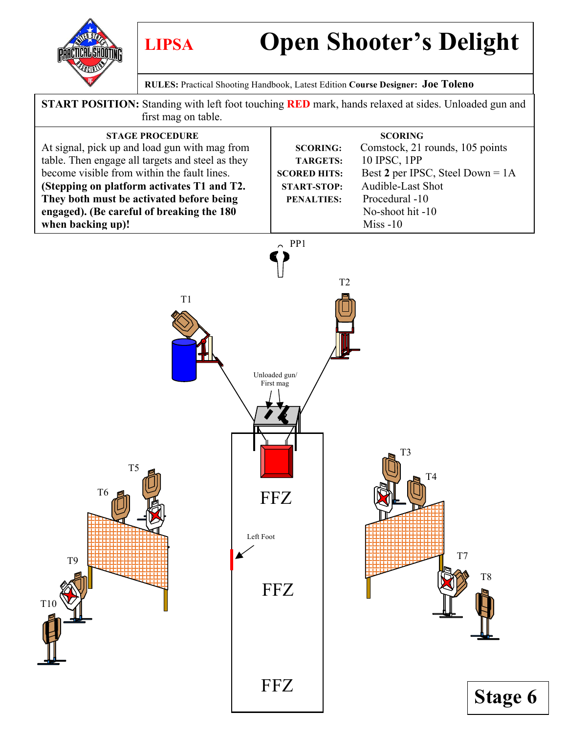# LIPSA Open Shooter's Delight

**RULES:** Practical Shooting Handbook, Latest Edition **Course Designer:** Joe Toleno

**START POSITION:** Standing with left foot touching **RED** mark, hands relaxed at sides. Unloaded gun and first mag on table.

| STAGE PROCEDURE | SCORING | |
|---|---|---|
| At signal, pick up and load gun with mag from table. Then engage all targets and steel as they become visible from within the fault lines. **(Stepping on platform activates T1 and T2. They both must be activated before being engaged). (Be careful of breaking the 180 when backing up)!** | **SCORING:** | Comstock, 21 rounds, 105 points |
| | **TARGETS:** | 10 IPSC, 1PP |
| | **SCORED HITS:** | Best **2** per IPSC, Steel Down = 1A |
| | **START-STOP:** | Audible-Last Shot |
| | **PENALTIES:** | Procedural -10<br>No-shoot hit -10<br>Miss -10 |

PP1

T1

T2

Unloaded gun/ First mag

T3

T4

T5

T6

FFZ

Left Foot

FFZ

T7

T8

T9

T10

FFZ

**Stage 6**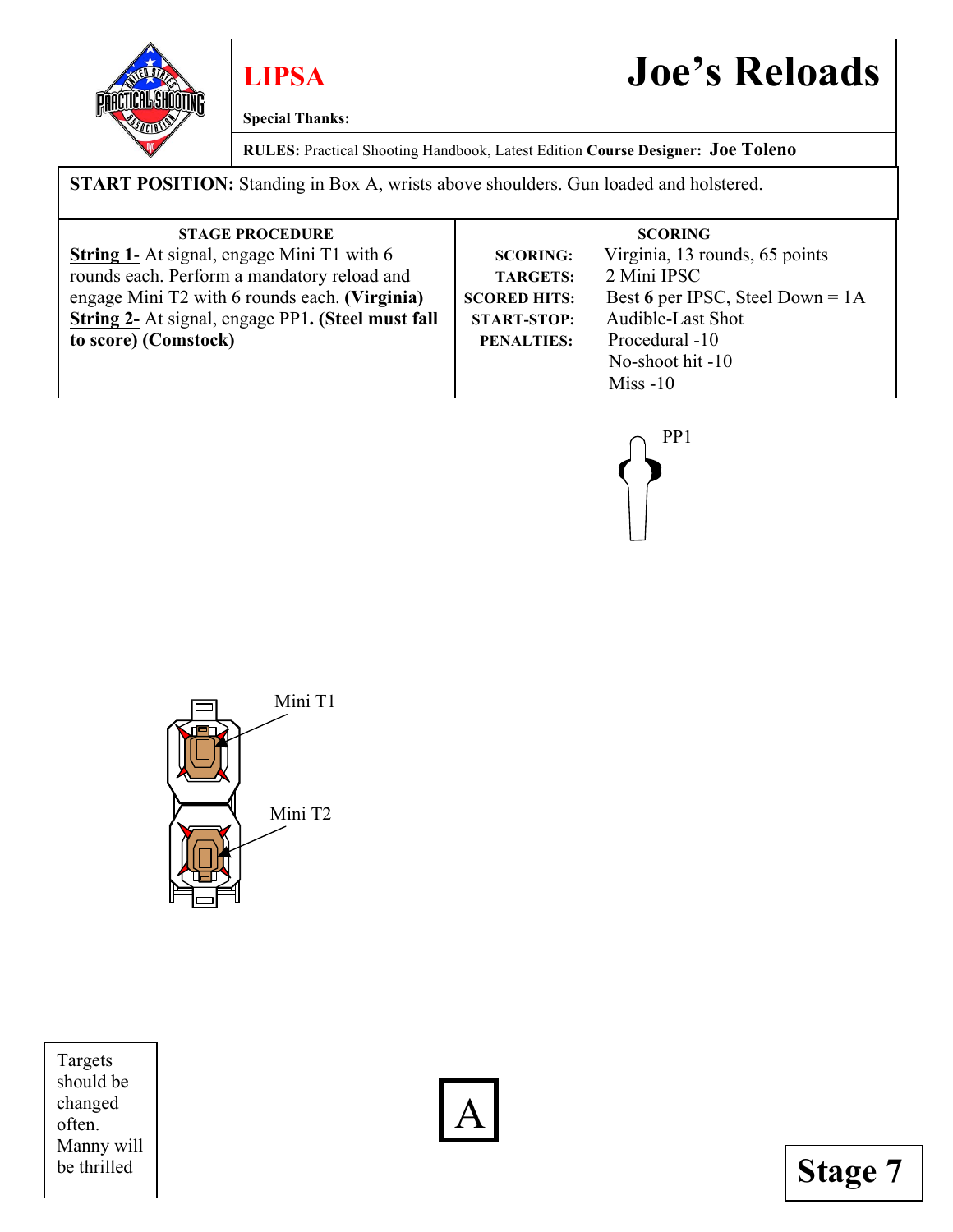# LIPSA — Joe's Reloads

**Special Thanks:**

**RULES:** Practical Shooting Handbook, Latest Edition **Course Designer:** **Joe Toleno**

**START POSITION:** Standing in Box A, wrists above shoulders. Gun loaded and holstered.

| STAGE PROCEDURE | SCORING | |
|---|---|---|
| **String 1**- At signal, engage Mini T1 with 6 rounds each. Perform a mandatory reload and engage Mini T2 with 6 rounds each. **(Virginia)** | **SCORING:** | Virginia, 13 rounds, 65 points |
| **String 2-** At signal, engage PP1. **(Steel must fall to score) (Comstock)** | **TARGETS:** | 2 Mini IPSC |
| | **SCORED HITS:** | Best **6** per IPSC, Steel Down = 1A |
| | **START-STOP:** | Audible-Last Shot |
| | **PENALTIES:** | Procedural -10<br>No-shoot hit -10<br>Miss -10 |

PP1

Mini T1

Mini T2

Targets should be changed often. Manny will be thrilled

A

**Stage 7**